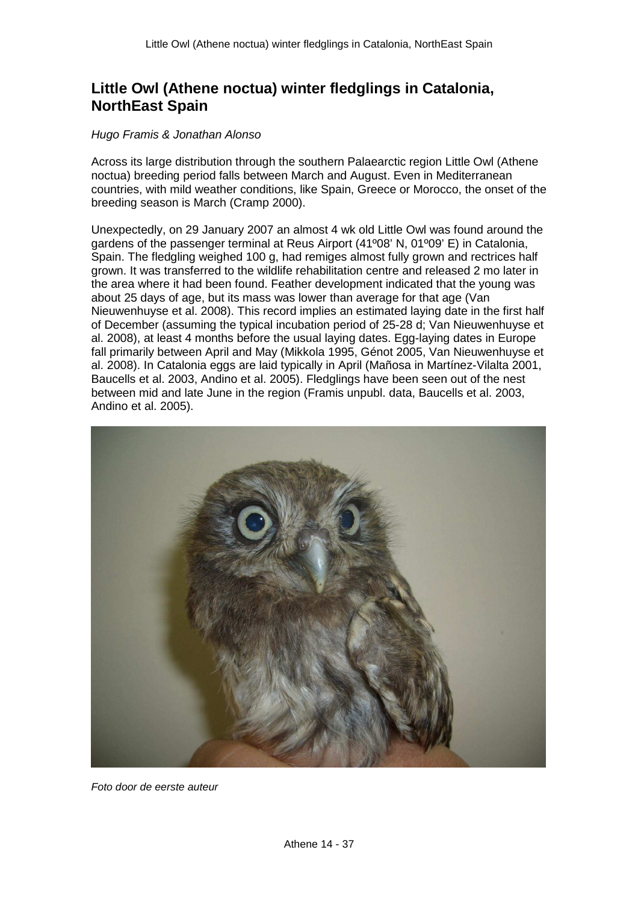# Little Owl (Athene noctua) winter fledglings in Catalonia, NorthEast Spain

*Hugo Framis & Jonathan Alonso*

Across its large distribution through the southern Palaearctic region Little Owl (Athene noctua) breeding period falls between March and August. Even in Mediterranean countries, with mild weather conditions, like Spain, Greece or Morocco, the onset of the breeding season is March (Cramp 2000).

Unexpectedly, on 29 January 2007 an almost 4 wk old Little Owl was found around the gardens of the passenger terminal at Reus Airport (41º08' N, 01º09' E) in Catalonia, Spain. The fledgling weighed 100 g, had remiges almost fully grown and rectrices half grown. It was transferred to the wildlife rehabilitation centre and released 2 mo later in the area where it had been found. Feather development indicated that the young was about 25 days of age, but its mass was lower than average for that age (Van Nieuwenhuyse et al. 2008). This record implies an estimated laying date in the first half of December (assuming the typical incubation period of 25-28 d; Van Nieuwenhuyse et al. 2008), at least 4 months before the usual laying dates. Egg-laying dates in Europe fall primarily between April and May (Mikkola 1995, Génot 2005, Van Nieuwenhuyse et al. 2008). In Catalonia eggs are laid typically in April (Mañosa in Martínez-Vilalta 2001, Baucells et al. 2003, Andino et al. 2005). Fledglings have been seen out of the nest between mid and late June in the region (Framis unpubl. data, Baucells et al. 2003, Andino et al. 2005).

*Foto door de eerste auteur*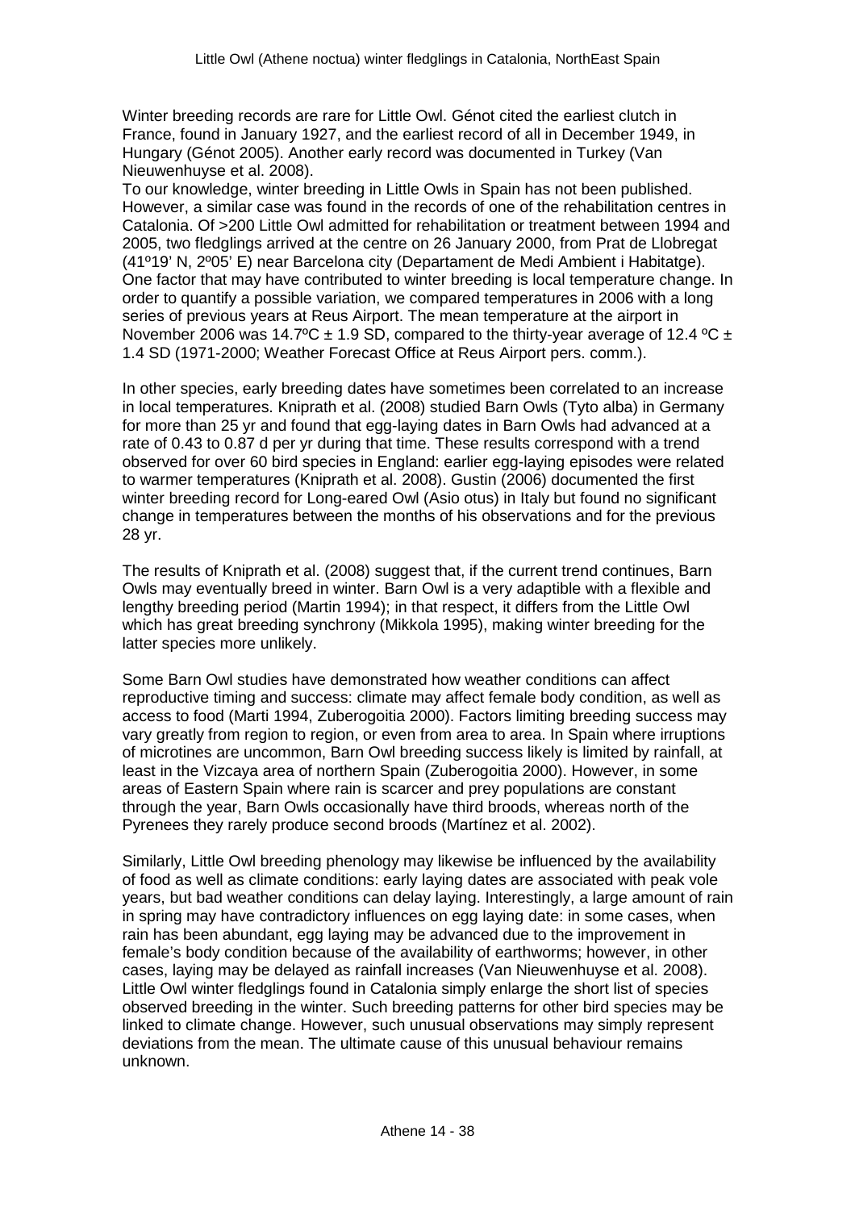Winter breeding records are rare for Little Owl. Génot cited the earliest clutch in France, found in January 1927, and the earliest record of all in December 1949, in Hungary (Génot 2005). Another early record was documented in Turkey (Van Nieuwenhuyse et al. 2008).

To our knowledge, winter breeding in Little Owls in Spain has not been published. However, a similar case was found in the records of one of the rehabilitation centres in Catalonia. Of >200 Little Owl admitted for rehabilitation or treatment between 1994 and 2005, two fledglings arrived at the centre on 26 January 2000, from Prat de Llobregat (41º19' N, 2º05' E) near Barcelona city (Departament de Medi Ambient i Habitatge). One factor that may have contributed to winter breeding is local temperature change. In order to quantify a possible variation, we compared temperatures in 2006 with a long series of previous years at Reus Airport. The mean temperature at the airport in November 2006 was 14.7ºC ± 1.9 SD, compared to the thirty-year average of 12.4 ºC ± 1.4 SD (1971-2000; Weather Forecast Office at Reus Airport pers. comm.).

In other species, early breeding dates have sometimes been correlated to an increase in local temperatures. Kniprath et al. (2008) studied Barn Owls (*Tyto alba*) in Germany for more than 25 yr and found that egg-laying dates in Barn Owls had advanced at a rate of 0.43 to 0.87 d per yr during that time. These results correspond with a trend observed for over 60 bird species in England: earlier egg-laying episodes were related to warmer temperatures (Kniprath et al. 2008). Gustin (2006) documented the first winter breeding record for Long-eared Owl (*Asio otus*) in Italy but found no significant change in temperatures between the months of his observations and for the previous 28 yr.

The results of Kniprath et al. (2008) suggest that, if the current trend continues, Barn Owls may eventually breed in winter. Barn Owl is a very adaptible with a flexible and lengthy breeding period (Martin 1994); in that respect, it differs from the Little Owl which has great breeding synchrony (Mikkola 1995), making winter breeding for the latter species more unlikely.

Some Barn Owl studies have demonstrated how weather conditions can affect reproductive timing and success: climate may affect female body condition, as well as access to food (Marti 1994, Zuberogoitia 2000). Factors limiting breeding success may vary greatly from region to region, or even from area to area. In Spain where irruptions of microtines are uncommon, Barn Owl breeding success likely is limited by rainfall, at least in the Vizcaya area of northern Spain (Zuberogoitia 2000). However, in some areas of Eastern Spain where rain is scarcer and prey populations are constant through the year, Barn Owls occasionally have third broods, whereas north of the Pyrenees they rarely produce second broods (Martínez et al. 2002).

Similarly, Little Owl breeding phenology may likewise be influenced by the availability of food as well as climate conditions: early laying dates are associated with peak vole years, but bad weather conditions can delay laying. Interestingly, a large amount of rain in spring may have contradictory influences on egg laying date: in some cases, when rain has been abundant, egg laying may be advanced due to the improvement in female's body condition because of the availability of earthworms; however, in other cases, laying may be delayed as rainfall increases (Van Nieuwenhuyse et al. 2008). Little Owl winter fledglings found in Catalonia simply enlarge the short list of species observed breeding in the winter. Such breeding patterns for other bird species may be linked to climate change. However, such unusual observations may simply represent deviations from the mean. The ultimate cause of this unusual behaviour remains unknown.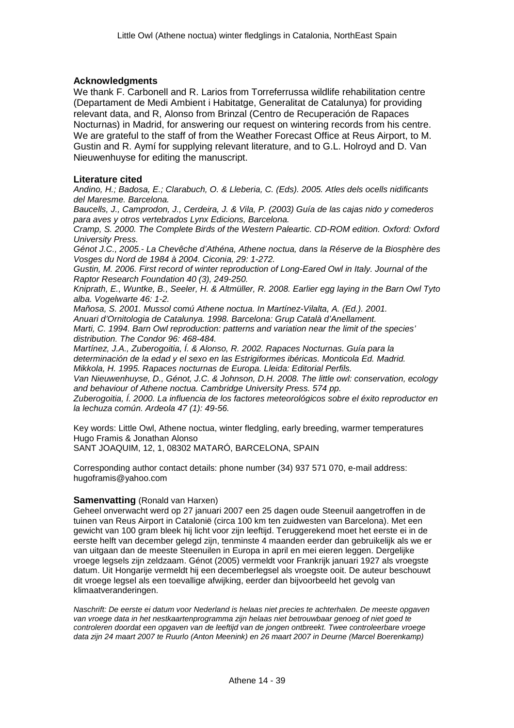## Acknowledgments

We thank F. Carbonell and R. Larios from Torreferrussa wildlife rehabilitation centre (Departament de Medi Ambient i Habitatge, Generalitat de Catalunya) for providing relevant data, and R, Alonso from Brinzal (Centro de Recuperación de Rapaces Nocturnas) in Madrid, for answering our request on wintering records from his centre. We are grateful to the staff of from the Weather Forecast Office at Reus Airport, to M. Gustin and R. Aymí for supplying relevant literature, and to G.L. Holroyd and D. Van Nieuwenhuyse for editing the manuscript.

## Literature cited

*Andino, H.; Badosa, E.; Clarabuch, O. & Lleberia, C. (Eds). 2005. Atles dels ocells nidificants del Maresme. Barcelona.*

*Baucells, J., Camprodon, J., Cerdeira, J. & Vila, P. (2003) Guía de las cajas nido y comederos para aves y otros vertebrados Lynx Edicions, Barcelona.*

*Cramp, S. 2000. The Complete Birds of the Western Paleartic. CD-ROM edition. Oxford: Oxford University Press.*

*Génot J.C., 2005.- La Chevêche d'Athéna, Athene noctua, dans la Réserve de la Biosphère des Vosges du Nord de 1984 à 2004. Ciconia, 29: 1-272.*

*Gustin, M. 2006. First record of winter reproduction of Long-Eared Owl in Italy. Journal of the Raptor Research Foundation 40 (3), 249-250.*

*Kniprath, E., Wuntke, B., Seeler, H. & Altmüller, R. 2008. Earlier egg laying in the Barn Owl Tyto alba. Vogelwarte 46: 1-2.*

*Mañosa, S. 2001. Mussol comú Athene noctua. In Martínez-Vilalta, A. (Ed.). 2001. Anuari d'Ornitologia de Catalunya. 1998. Barcelona: Grup Català d'Anellament.*

*Marti, C. 1994. Barn Owl reproduction: patterns and variation near the limit of the species' distribution. The Condor 96: 468-484.*

*Martínez, J.A., Zuberogoitia, Í. & Alonso, R. 2002. Rapaces Nocturnas. Guía para la determinación de la edad y el sexo en las Estrigiformes ibéricas. Monticola Ed. Madrid.*

*Mikkola, H. 1995. Rapaces nocturnas de Europa. Lleida: Editorial Perfils.*

*Van Nieuwenhuyse, D., Génot, J.C. & Johnson, D.H. 2008. The little owl: conservation, ecology and behaviour of Athene noctua. Cambridge University Press. 574 pp.*

*Zuberogoitia, Í. 2000. La influencia de los factores meteorológicos sobre el éxito reproductor en la lechuza común. Ardeola 47 (1): 49-56.*

Key words: Little Owl, Athene noctua, winter fledgling, early breeding, warmer temperatures

Hugo Framis & Jonathan Alonso

SANT JOAQUIM, 12, 1, 08302 MATARÓ, BARCELONA, SPAIN

Corresponding author contact details: phone number (34) 937 571 070, e-mail address: hugoframis@yahoo.com

## Samenvatting (Ronald van Harxen)

Geheel onverwacht werd op 27 januari 2007 een 25 dagen oude Steenuil aangetroffen in de tuinen van Reus Airport in Catalonië (circa 100 km ten zuidwesten van Barcelona). Met een gewicht van 100 gram bleek hij licht voor zijn leeftijd. Teruggerekend moet het eerste ei in de eerste helft van december gelegd zijn, tenminste 4 maanden eerder dan gebruikelijk als we er van uitgaan dan de meeste Steenuilen in Europa in april en mei eieren leggen. Dergelijke vroege legsels zijn zeldzaam. Génot (2005) vermeldt voor Frankrijk januari 1927 als vroegste datum. Uit Hongarije vermeldt hij een decemberlegsel als vroegste ooit. De auteur beschouwt dit vroege legsel als een toevallige afwijking, eerder dan bijvoorbeeld het gevolg van klimaatveranderingen.

*Naschrift: De eerste ei datum voor Nederland is helaas niet precies te achterhalen. De meeste opgaven van vroege data in het nestkaartenprogramma zijn helaas niet betrouwbaar genoeg of niet goed te controleren doordat een opgaven van de leeftijd van de jongen ontbreekt. Twee controleerbare vroege data zijn 24 maart 2007 te Ruurlo (Anton Meenink) en 26 maart 2007 in Deurne (Marcel Boerenkamp)*